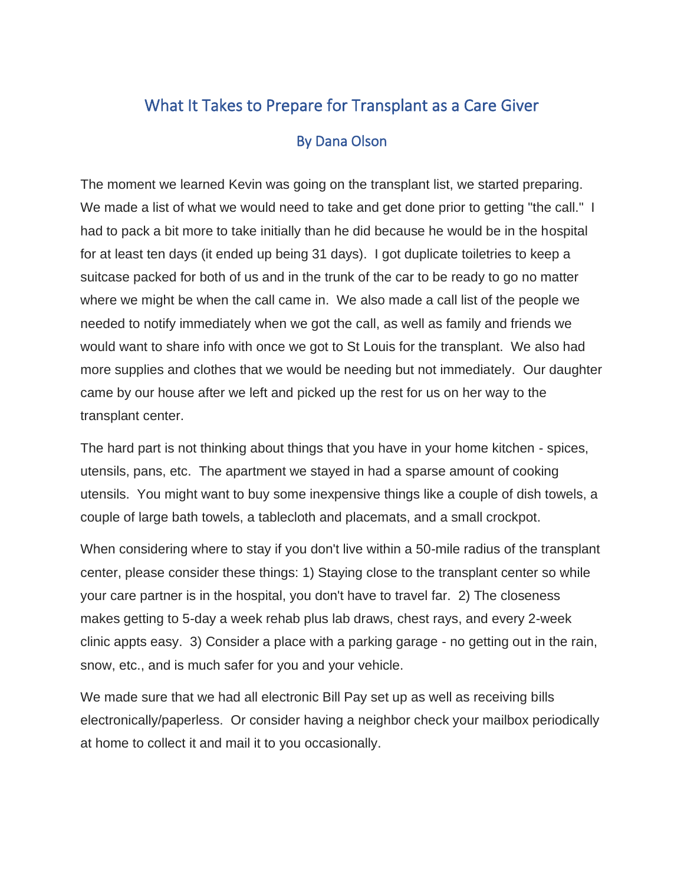# What It Takes to Prepare for Transplant as a Care Giver

## By Dana Olson

The moment we learned Kevin was going on the transplant list, we started preparing. We made a list of what we would need to take and get done prior to getting "the call." I had to pack a bit more to take initially than he did because he would be in the hospital for at least ten days (it ended up being 31 days). I got duplicate toiletries to keep a suitcase packed for both of us and in the trunk of the car to be ready to go no matter where we might be when the call came in. We also made a call list of the people we needed to notify immediately when we got the call, as well as family and friends we would want to share info with once we got to St Louis for the transplant. We also had more supplies and clothes that we would be needing but not immediately. Our daughter came by our house after we left and picked up the rest for us on her way to the transplant center.

The hard part is not thinking about things that you have in your home kitchen - spices, utensils, pans, etc. The apartment we stayed in had a sparse amount of cooking utensils. You might want to buy some inexpensive things like a couple of dish towels, a couple of large bath towels, a tablecloth and placemats, and a small crockpot.

When considering where to stay if you don't live within a 50-mile radius of the transplant center, please consider these things: 1) Staying close to the transplant center so while your care partner is in the hospital, you don't have to travel far. 2) The closeness makes getting to 5-day a week rehab plus lab draws, chest rays, and every 2-week clinic appts easy. 3) Consider a place with a parking garage - no getting out in the rain, snow, etc., and is much safer for you and your vehicle.

We made sure that we had all electronic Bill Pay set up as well as receiving bills electronically/paperless. Or consider having a neighbor check your mailbox periodically at home to collect it and mail it to you occasionally.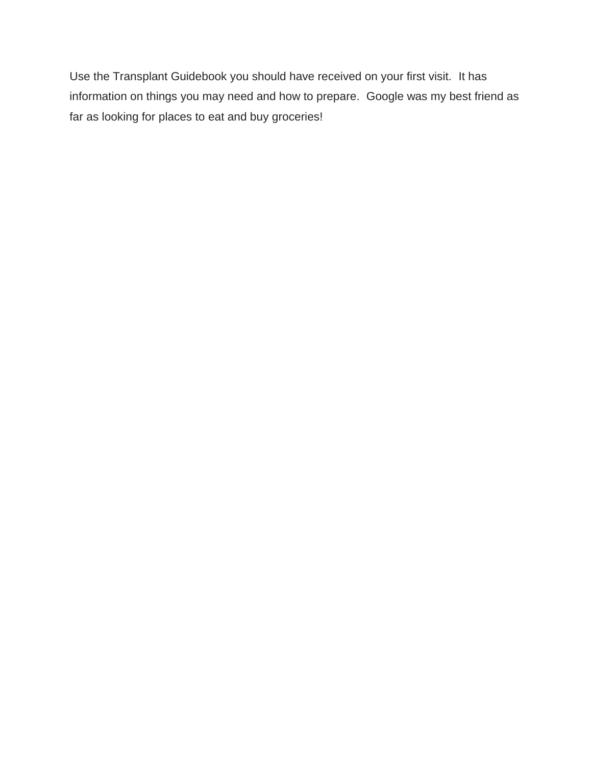Use the Transplant Guidebook you should have received on your first visit. It has information on things you may need and how to prepare. Google was my best friend as far as looking for places to eat and buy groceries!